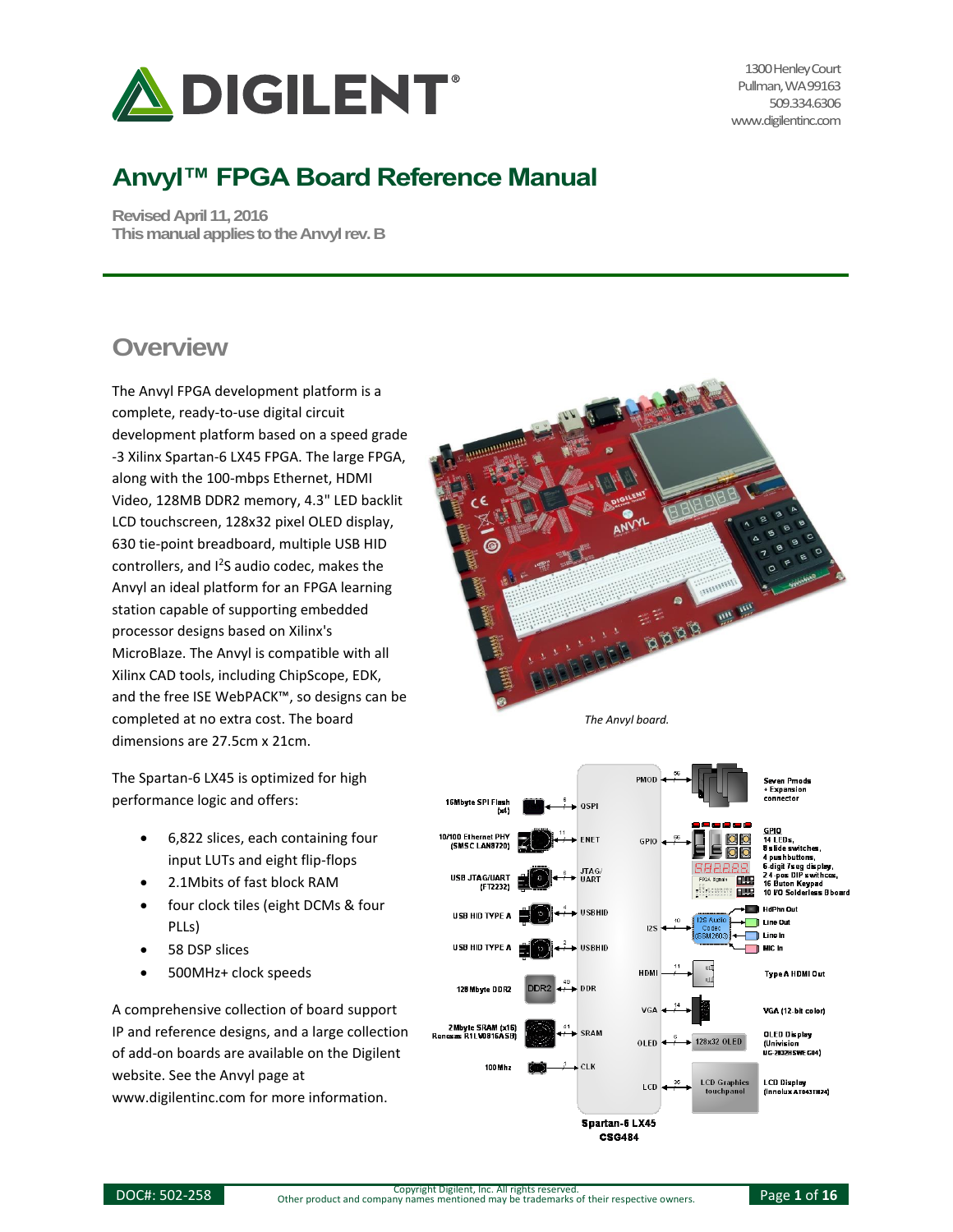# Anvyl™ FPGA Board Reference Manual

**Revised April 11, 2016**
**This manual applies to the Anvyl rev. B**

## Overview

The Anvyl FPGA development platform is a complete, ready-to-use digital circuit development platform based on a speed grade -3 Xilinx Spartan-6 LX45 FPGA. The large FPGA, along with the 100-mbps Ethernet, HDMI Video, 128MB DDR2 memory, 4.3" LED backlit LCD touchscreen, 128x32 pixel OLED display, 630 tie-point breadboard, multiple USB HID controllers, and I$^2$S audio codec, makes the Anvyl an ideal platform for an FPGA learning station capable of supporting embedded processor designs based on Xilinx's MicroBlaze. The Anvyl is compatible with all Xilinx CAD tools, including ChipScope, EDK, and the free ISE WebPACK™, so designs can be completed at no extra cost. The board dimensions are 27.5cm x 21cm.

*The Anvyl board.*

The Spartan-6 LX45 is optimized for high performance logic and offers:

- 6,822 slices, each containing four input LUTs and eight flip-flops
- 2.1Mbits of fast block RAM
- four clock tiles (eight DCMs & four PLLs)
- 58 DSP slices
- 500MHz+ clock speeds

A comprehensive collection of board support IP and reference designs, and a large collection of add-on boards are available on the Digilent website. See the Anvyl page at www.digilentinc.com for more information.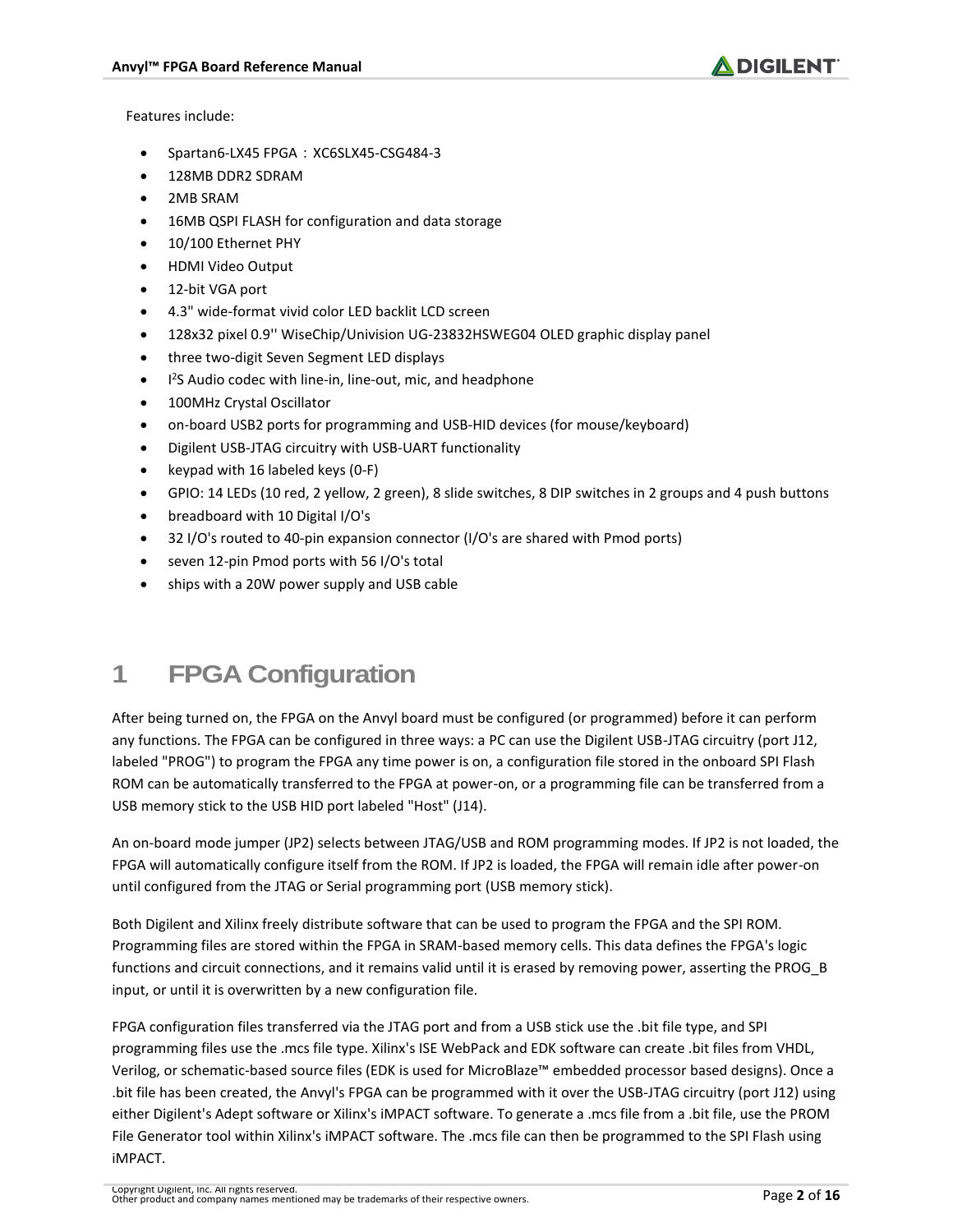Features include:

- Spartan6-LX45 FPGA ：XC6SLX45-CSG484-3
- 128MB DDR2 SDRAM
- 2MB SRAM
- 16MB QSPI FLASH for configuration and data storage
- 10/100 Ethernet PHY
- HDMI Video Output
- 12-bit VGA port
- 4.3" wide-format vivid color LED backlit LCD screen
- 128x32 pixel 0.9'' WiseChip/Univision UG-23832HSWEG04 OLED graphic display panel
- three two-digit Seven Segment LED displays
- $I^2S$ Audio codec with line-in, line-out, mic, and headphone
- 100MHz Crystal Oscillator
- on-board USB2 ports for programming and USB-HID devices (for mouse/keyboard)
- Digilent USB-JTAG circuitry with USB-UART functionality
- keypad with 16 labeled keys (0-F)
- GPIO: 14 LEDs (10 red, 2 yellow, 2 green), 8 slide switches, 8 DIP switches in 2 groups and 4 push buttons
- breadboard with 10 Digital I/O's
- 32 I/O's routed to 40-pin expansion connector (I/O's are shared with Pmod ports)
- seven 12-pin Pmod ports with 56 I/O's total
- ships with a 20W power supply and USB cable

# 1 FPGA Configuration

After being turned on, the FPGA on the Anvyl board must be configured (or programmed) before it can perform any functions. The FPGA can be configured in three ways: a PC can use the Digilent USB-JTAG circuitry (port J12, labeled "PROG") to program the FPGA any time power is on, a configuration file stored in the onboard SPI Flash ROM can be automatically transferred to the FPGA at power-on, or a programming file can be transferred from a USB memory stick to the USB HID port labeled "Host" (J14).

An on-board mode jumper (JP2) selects between JTAG/USB and ROM programming modes. If JP2 is not loaded, the FPGA will automatically configure itself from the ROM. If JP2 is loaded, the FPGA will remain idle after power-on until configured from the JTAG or Serial programming port (USB memory stick).

Both Digilent and Xilinx freely distribute software that can be used to program the FPGA and the SPI ROM. Programming files are stored within the FPGA in SRAM-based memory cells. This data defines the FPGA's logic functions and circuit connections, and it remains valid until it is erased by removing power, asserting the PROG_B input, or until it is overwritten by a new configuration file.

FPGA configuration files transferred via the JTAG port and from a USB stick use the .bit file type, and SPI programming files use the .mcs file type. Xilinx's ISE WebPack and EDK software can create .bit files from VHDL, Verilog, or schematic-based source files (EDK is used for MicroBlaze™ embedded processor based designs). Once a .bit file has been created, the Anvyl's FPGA can be programmed with it over the USB-JTAG circuitry (port J12) using either Digilent's Adept software or Xilinx's iMPACT software. To generate a .mcs file from a .bit file, use the PROM File Generator tool within Xilinx's iMPACT software. The .mcs file can then be programmed to the SPI Flash using iMPACT.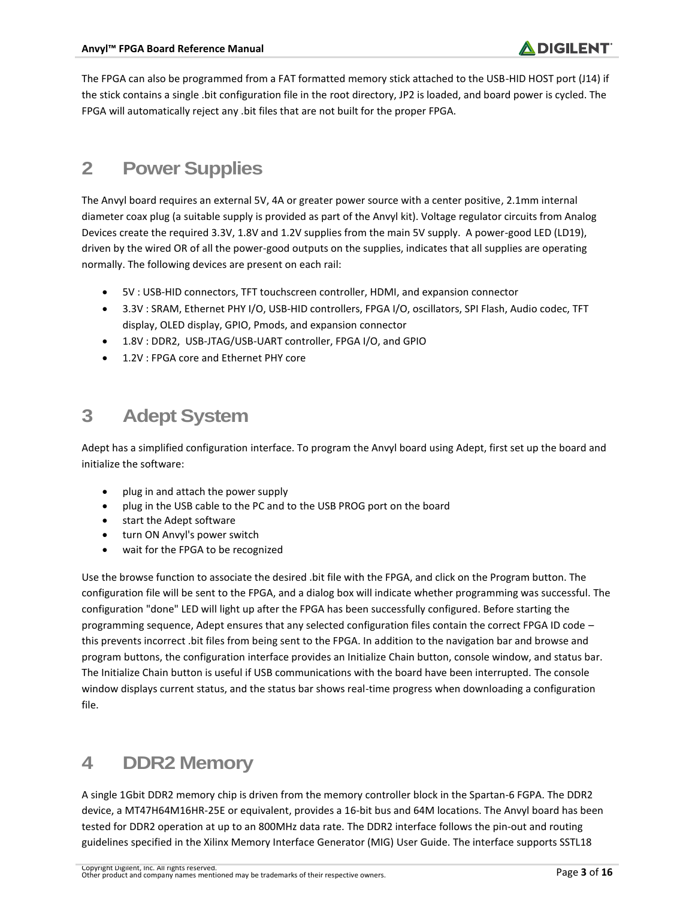The FPGA can also be programmed from a FAT formatted memory stick attached to the USB-HID HOST port (J14) if the stick contains a single .bit configuration file in the root directory, JP2 is loaded, and board power is cycled. The FPGA will automatically reject any .bit files that are not built for the proper FPGA.

# 2 Power Supplies

The Anvyl board requires an external 5V, 4A or greater power source with a center positive, 2.1mm internal diameter coax plug (a suitable supply is provided as part of the Anvyl kit). Voltage regulator circuits from Analog Devices create the required 3.3V, 1.8V and 1.2V supplies from the main 5V supply. A power-good LED (LD19), driven by the wired OR of all the power-good outputs on the supplies, indicates that all supplies are operating normally. The following devices are present on each rail:

- 5V : USB-HID connectors, TFT touchscreen controller, HDMI, and expansion connector
- 3.3V : SRAM, Ethernet PHY I/O, USB-HID controllers, FPGA I/O, oscillators, SPI Flash, Audio codec, TFT display, OLED display, GPIO, Pmods, and expansion connector
- 1.8V : DDR2, USB-JTAG/USB-UART controller, FPGA I/O, and GPIO
- 1.2V : FPGA core and Ethernet PHY core

# 3 Adept System

Adept has a simplified configuration interface. To program the Anvyl board using Adept, first set up the board and initialize the software:

- plug in and attach the power supply
- plug in the USB cable to the PC and to the USB PROG port on the board
- start the Adept software
- turn ON Anvyl's power switch
- wait for the FPGA to be recognized

Use the browse function to associate the desired .bit file with the FPGA, and click on the Program button. The configuration file will be sent to the FPGA, and a dialog box will indicate whether programming was successful. The configuration "done" LED will light up after the FPGA has been successfully configured. Before starting the programming sequence, Adept ensures that any selected configuration files contain the correct FPGA ID code – this prevents incorrect .bit files from being sent to the FPGA. In addition to the navigation bar and browse and program buttons, the configuration interface provides an Initialize Chain button, console window, and status bar. The Initialize Chain button is useful if USB communications with the board have been interrupted. The console window displays current status, and the status bar shows real-time progress when downloading a configuration file.

# 4 DDR2 Memory

A single 1Gbit DDR2 memory chip is driven from the memory controller block in the Spartan-6 FGPA. The DDR2 device, a MT47H64M16HR-25E or equivalent, provides a 16-bit bus and 64M locations. The Anvyl board has been tested for DDR2 operation at up to an 800MHz data rate. The DDR2 interface follows the pin-out and routing guidelines specified in the Xilinx Memory Interface Generator (MIG) User Guide. The interface supports SSTL18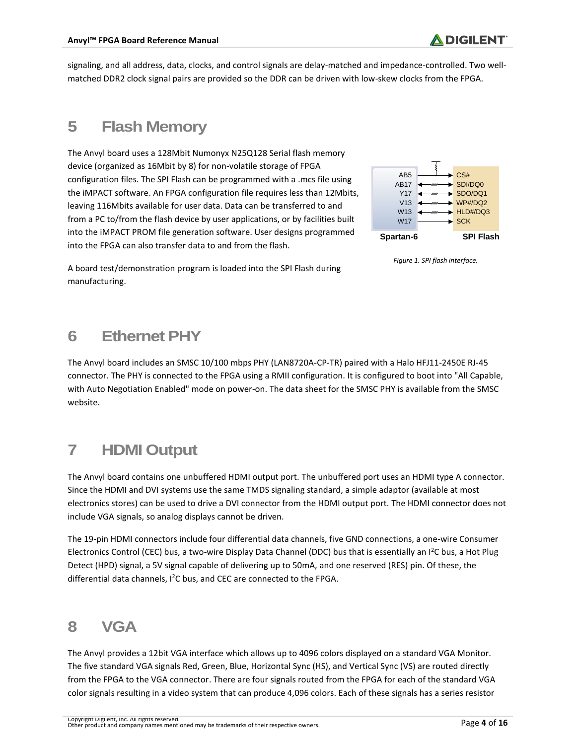signaling, and all address, data, clocks, and control signals are delay-matched and impedance-controlled. Two well-matched DDR2 clock signal pairs are provided so the DDR can be driven with low-skew clocks from the FPGA.

# 5 Flash Memory

The Anvyl board uses a 128Mbit Numonyx N25Q128 Serial flash memory device (organized as 16Mbit by 8) for non-volatile storage of FPGA configuration files. The SPI Flash can be programmed with a .mcs file using the iMPACT software. An FPGA configuration file requires less than 12Mbits, leaving 116Mbits available for user data. Data can be transferred to and from a PC to/from the flash device by user applications, or by facilities built into the iMPACT PROM file generation software. User designs programmed into the FPGA can also transfer data to and from the flash.

| Spartan-6 | SPI Flash |
| --- | --- |
| AB5 | CS# |
| AB17 | SDI/DQ0 |
| Y17 | SDO/DQ1 |
| V13 | WP#/DQ2 |
| W13 | HLD#/DQ3 |
| W17 | SCK |

*Figure 1. SPI flash interface.*

A board test/demonstration program is loaded into the SPI Flash during manufacturing.

# 6 Ethernet PHY

The Anvyl board includes an SMSC 10/100 mbps PHY (LAN8720A-CP-TR) paired with a Halo HFJ11-2450E RJ-45 connector. The PHY is connected to the FPGA using a RMII configuration. It is configured to boot into "All Capable, with Auto Negotiation Enabled" mode on power-on. The data sheet for the SMSC PHY is available from the SMSC website.

# 7 HDMI Output

The Anvyl board contains one unbuffered HDMI output port. The unbuffered port uses an HDMI type A connector. Since the HDMI and DVI systems use the same TMDS signaling standard, a simple adaptor (available at most electronics stores) can be used to drive a DVI connector from the HDMI output port. The HDMI connector does not include VGA signals, so analog displays cannot be driven.

The 19-pin HDMI connectors include four differential data channels, five GND connections, a one-wire Consumer Electronics Control (CEC) bus, a two-wire Display Data Channel (DDC) bus that is essentially an I$^2$C bus, a Hot Plug Detect (HPD) signal, a 5V signal capable of delivering up to 50mA, and one reserved (RES) pin. Of these, the differential data channels, I$^2$C bus, and CEC are connected to the FPGA.

# 8 VGA

The Anvyl provides a 12bit VGA interface which allows up to 4096 colors displayed on a standard VGA Monitor. The five standard VGA signals Red, Green, Blue, Horizontal Sync (HS), and Vertical Sync (VS) are routed directly from the FPGA to the VGA connector. There are four signals routed from the FPGA for each of the standard VGA color signals resulting in a video system that can produce 4,096 colors. Each of these signals has a series resistor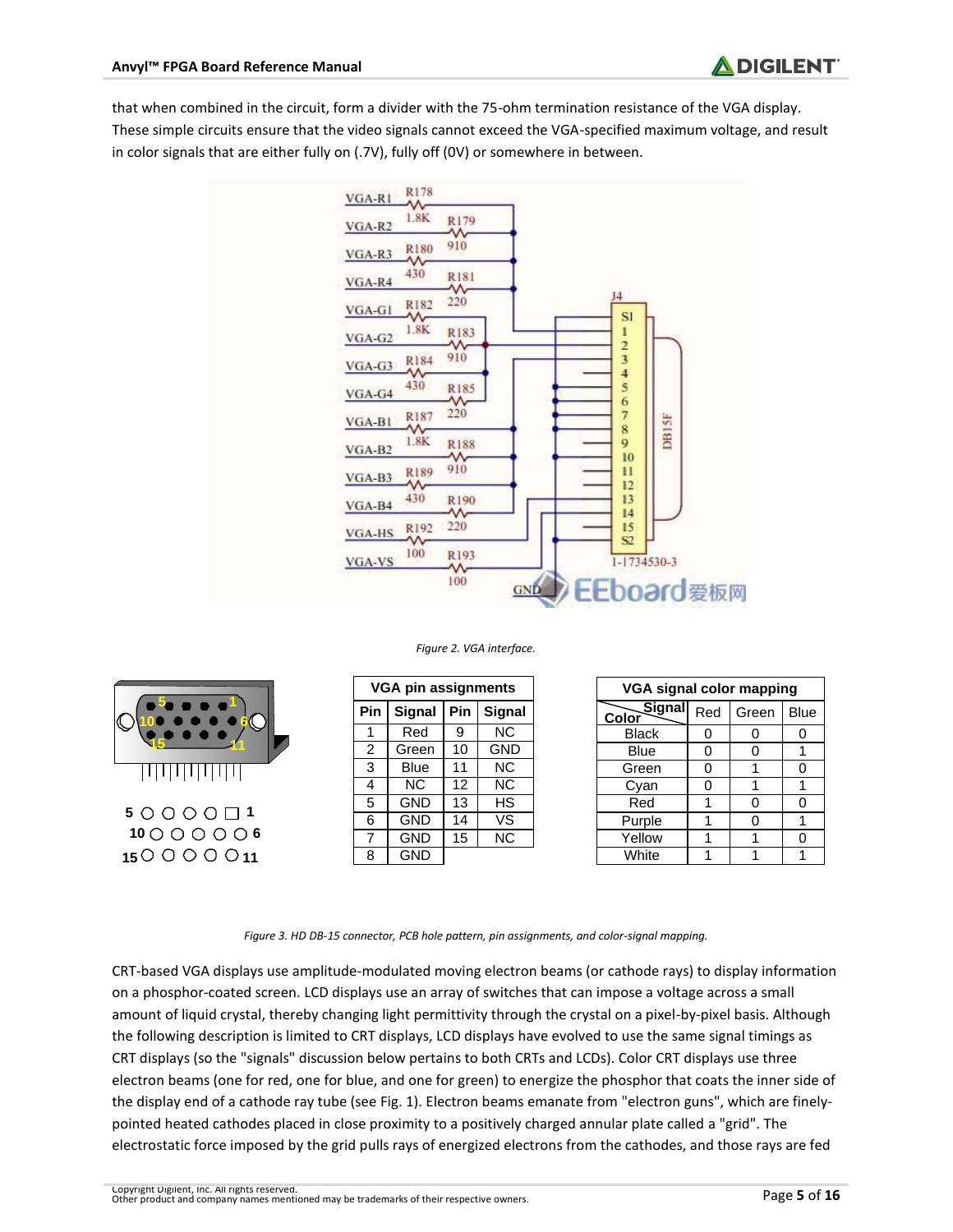that when combined in the circuit, form a divider with the 75-ohm termination resistance of the VGA display. These simple circuits ensure that the video signals cannot exceed the VGA-specified maximum voltage, and result in color signals that are either fully on (.7V), fully off (0V) or somewhere in between.

*Figure 2. VGA interface.*

| VGA pin assignments | | | |
|---|---|---|---|
| **Pin** | **Signal** | **Pin** | **Signal** |
| 1 | Red | 9 | NC |
| 2 | Green | 10 | GND |
| 3 | Blue | 11 | NC |
| 4 | NC | 12 | NC |
| 5 | GND | 13 | HS |
| 6 | GND | 14 | VS |
| 7 | GND | 15 | NC |
| 8 | GND | | |

| VGA signal color mapping | | | |
|---|---|---|---|
| **Color \ Signal** | Red | Green | Blue |
| Black | 0 | 0 | 0 |
| Blue | 0 | 0 | 1 |
| Green | 0 | 1 | 0 |
| Cyan | 0 | 1 | 1 |
| Red | 1 | 0 | 0 |
| Purple | 1 | 0 | 1 |
| Yellow | 1 | 1 | 0 |
| White | 1 | 1 | 1 |

*Figure 3. HD DB-15 connector, PCB hole pattern, pin assignments, and color-signal mapping.*

CRT-based VGA displays use amplitude-modulated moving electron beams (or cathode rays) to display information on a phosphor-coated screen. LCD displays use an array of switches that can impose a voltage across a small amount of liquid crystal, thereby changing light permittivity through the crystal on a pixel-by-pixel basis. Although the following description is limited to CRT displays, LCD displays have evolved to use the same signal timings as CRT displays (so the "signals" discussion below pertains to both CRTs and LCDs). Color CRT displays use three electron beams (one for red, one for blue, and one for green) to energize the phosphor that coats the inner side of the display end of a cathode ray tube (see Fig. 1). Electron beams emanate from "electron guns", which are finely-pointed heated cathodes placed in close proximity to a positively charged annular plate called a "grid". The electrostatic force imposed by the grid pulls rays of energized electrons from the cathodes, and those rays are fed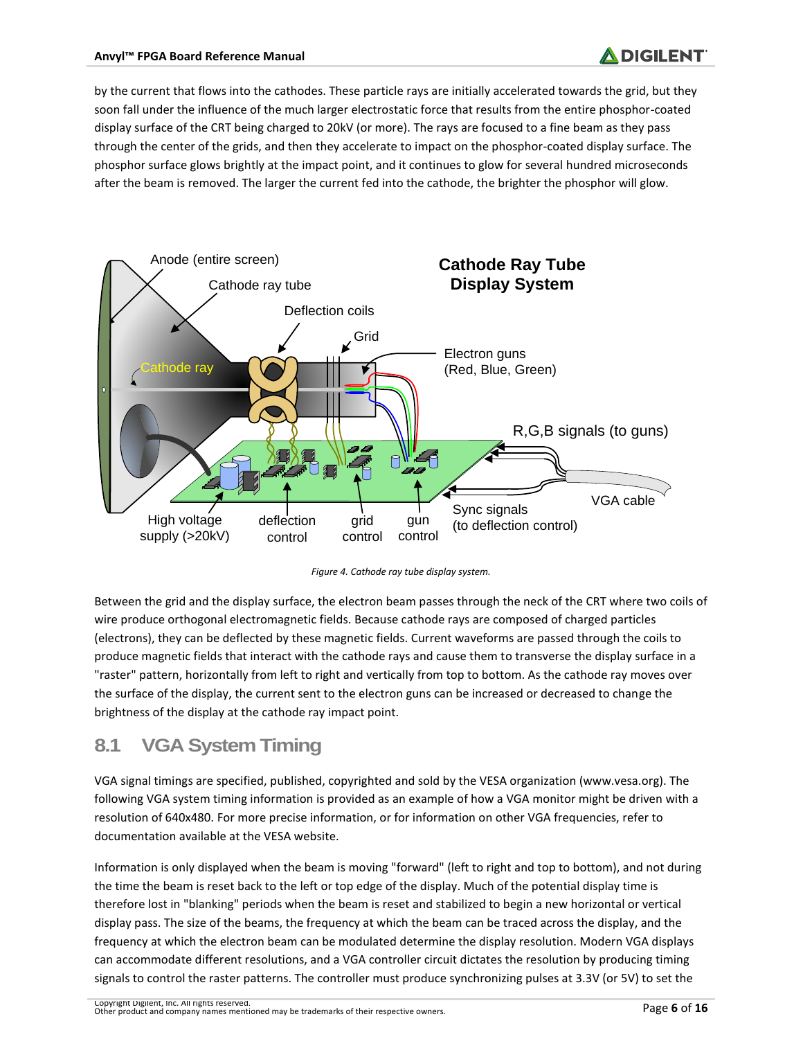by the current that flows into the cathodes. These particle rays are initially accelerated towards the grid, but they soon fall under the influence of the much larger electrostatic force that results from the entire phosphor-coated display surface of the CRT being charged to 20kV (or more). The rays are focused to a fine beam as they pass through the center of the grids, and then they accelerate to impact on the phosphor-coated display surface. The phosphor surface glows brightly at the impact point, and it continues to glow for several hundred microseconds after the beam is removed. The larger the current fed into the cathode, the brighter the phosphor will glow.

*Figure 4. Cathode ray tube display system.*

Between the grid and the display surface, the electron beam passes through the neck of the CRT where two coils of wire produce orthogonal electromagnetic fields. Because cathode rays are composed of charged particles (electrons), they can be deflected by these magnetic fields. Current waveforms are passed through the coils to produce magnetic fields that interact with the cathode rays and cause them to transverse the display surface in a "raster" pattern, horizontally from left to right and vertically from top to bottom. As the cathode ray moves over the surface of the display, the current sent to the electron guns can be increased or decreased to change the brightness of the display at the cathode ray impact point.

## 8.1 VGA System Timing

VGA signal timings are specified, published, copyrighted and sold by the VESA organization (www.vesa.org). The following VGA system timing information is provided as an example of how a VGA monitor might be driven with a resolution of 640x480. For more precise information, or for information on other VGA frequencies, refer to documentation available at the VESA website.

Information is only displayed when the beam is moving "forward" (left to right and top to bottom), and not during the time the beam is reset back to the left or top edge of the display. Much of the potential display time is therefore lost in "blanking" periods when the beam is reset and stabilized to begin a new horizontal or vertical display pass. The size of the beams, the frequency at which the beam can be traced across the display, and the frequency at which the electron beam can be modulated determine the display resolution. Modern VGA displays can accommodate different resolutions, and a VGA controller circuit dictates the resolution by producing timing signals to control the raster patterns. The controller must produce synchronizing pulses at 3.3V (or 5V) to set the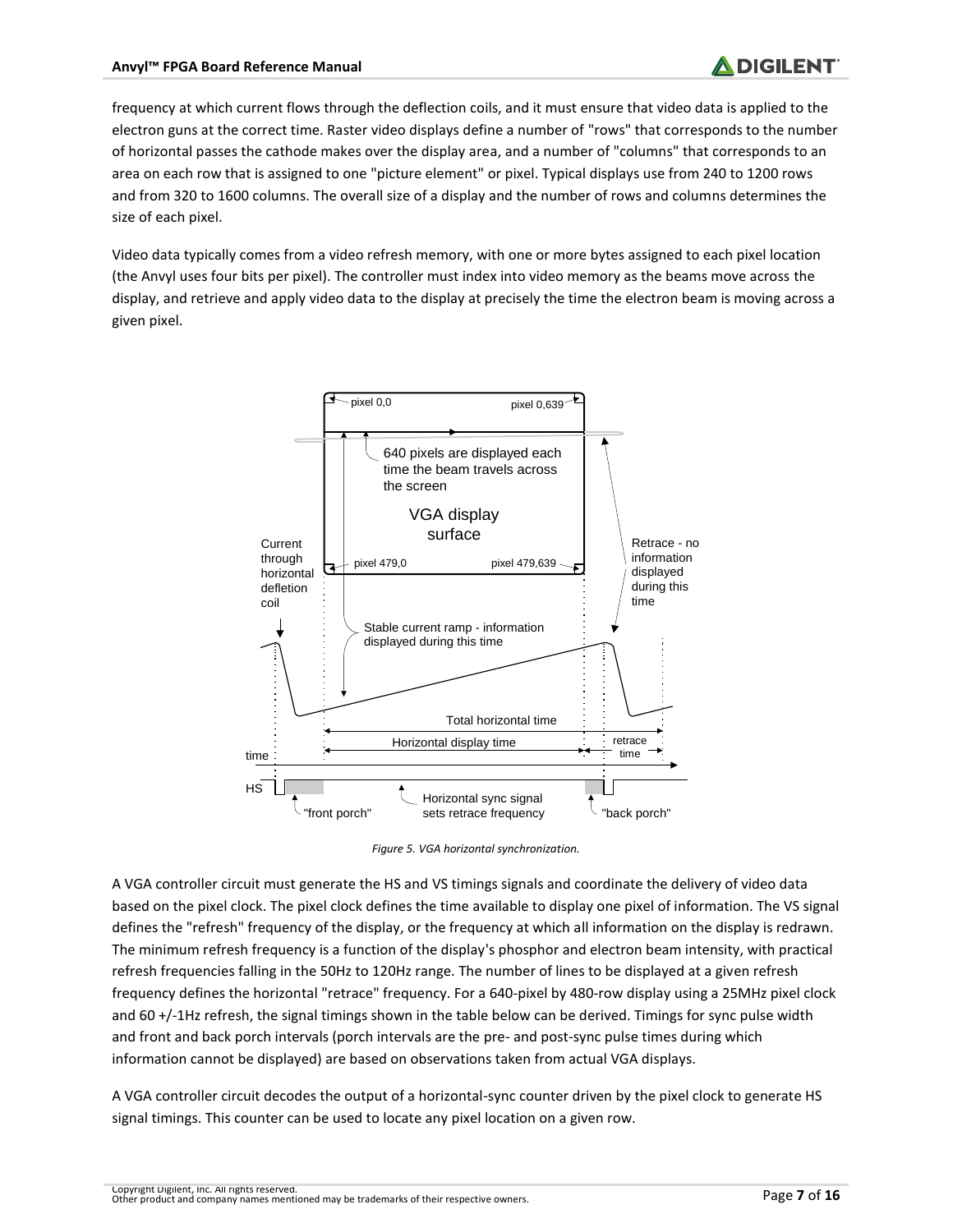frequency at which current flows through the deflection coils, and it must ensure that video data is applied to the electron guns at the correct time. Raster video displays define a number of "rows" that corresponds to the number of horizontal passes the cathode makes over the display area, and a number of "columns" that corresponds to an area on each row that is assigned to one "picture element" or pixel. Typical displays use from 240 to 1200 rows and from 320 to 1600 columns. The overall size of a display and the number of rows and columns determines the size of each pixel.

Video data typically comes from a video refresh memory, with one or more bytes assigned to each pixel location (the Anvyl uses four bits per pixel). The controller must index into video memory as the beams move across the display, and retrieve and apply video data to the display at precisely the time the electron beam is moving across a given pixel.

*Figure 5. VGA horizontal synchronization.*

A VGA controller circuit must generate the HS and VS timings signals and coordinate the delivery of video data based on the pixel clock. The pixel clock defines the time available to display one pixel of information. The VS signal defines the "refresh" frequency of the display, or the frequency at which all information on the display is redrawn. The minimum refresh frequency is a function of the display's phosphor and electron beam intensity, with practical refresh frequencies falling in the 50Hz to 120Hz range. The number of lines to be displayed at a given refresh frequency defines the horizontal "retrace" frequency. For a 640-pixel by 480-row display using a 25MHz pixel clock and 60 +/-1Hz refresh, the signal timings shown in the table below can be derived. Timings for sync pulse width and front and back porch intervals (porch intervals are the pre- and post-sync pulse times during which information cannot be displayed) are based on observations taken from actual VGA displays.

A VGA controller circuit decodes the output of a horizontal-sync counter driven by the pixel clock to generate HS signal timings. This counter can be used to locate any pixel location on a given row.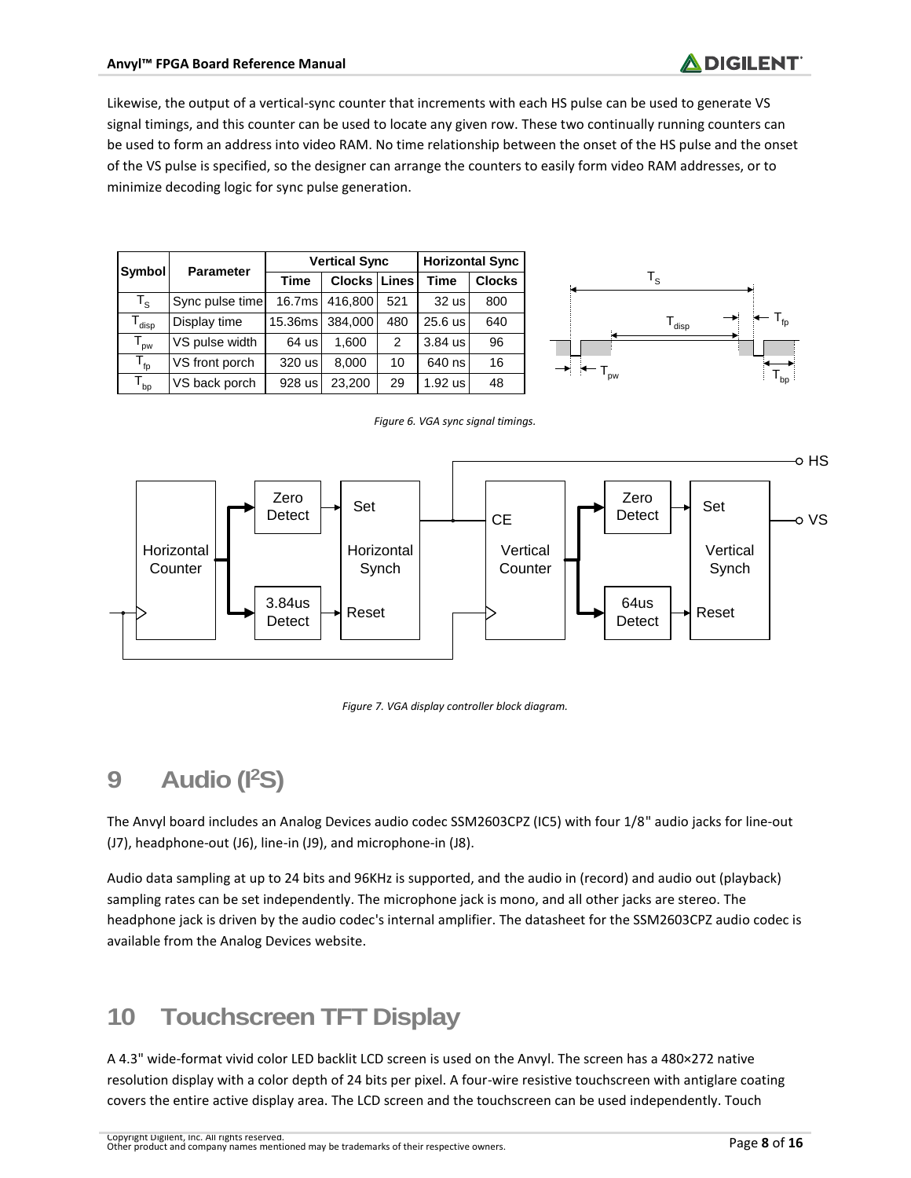Likewise, the output of a vertical-sync counter that increments with each HS pulse can be used to generate VS signal timings, and this counter can be used to locate any given row. These two continually running counters can be used to form an address into video RAM. No time relationship between the onset of the HS pulse and the onset of the VS pulse is specified, so the designer can arrange the counters to easily form video RAM addresses, or to minimize decoding logic for sync pulse generation.

| Symbol | Parameter | Vertical Sync | | | Horizontal Sync | |
|---|---|---|---|---|---|---|
| | | Time | Clocks | Lines | Time | Clocks |
| $T_S$ | Sync pulse time | 16.7ms | 416,800 | 521 | 32 us | 800 |
| $T_{disp}$ | Display time | 15.36ms | 384,000 | 480 | 25.6 us | 640 |
| $T_{pw}$ | VS pulse width | 64 us | 1,600 | 2 | 3.84 us | 96 |
| $T_{fp}$ | VS front porch | 320 us | 8,000 | 10 | 640 ns | 16 |
| $T_{bp}$ | VS back porch | 928 us | 23,200 | 29 | 1.92 us | 48 |

*Figure 6. VGA sync signal timings.*

*Figure 7. VGA display controller block diagram.*

# 9 Audio (I²S)

The Anvyl board includes an Analog Devices audio codec SSM2603CPZ (IC5) with four 1/8" audio jacks for line-out (J7), headphone-out (J6), line-in (J9), and microphone-in (J8).

Audio data sampling at up to 24 bits and 96KHz is supported, and the audio in (record) and audio out (playback) sampling rates can be set independently. The microphone jack is mono, and all other jacks are stereo. The headphone jack is driven by the audio codec's internal amplifier. The datasheet for the SSM2603CPZ audio codec is available from the Analog Devices website.

# 10 Touchscreen TFT Display

A 4.3" wide-format vivid color LED backlit LCD screen is used on the Anvyl. The screen has a 480×272 native resolution display with a color depth of 24 bits per pixel. A four-wire resistive touchscreen with antiglare coating covers the entire active display area. The LCD screen and the touchscreen can be used independently. Touch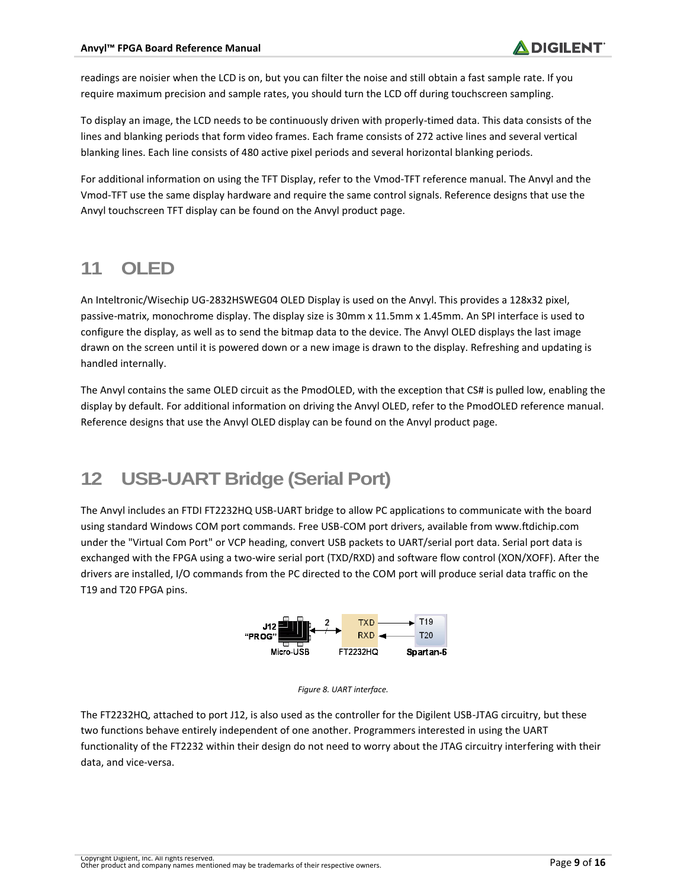readings are noisier when the LCD is on, but you can filter the noise and still obtain a fast sample rate. If you require maximum precision and sample rates, you should turn the LCD off during touchscreen sampling.

To display an image, the LCD needs to be continuously driven with properly-timed data. This data consists of the lines and blanking periods that form video frames. Each frame consists of 272 active lines and several vertical blanking lines. Each line consists of 480 active pixel periods and several horizontal blanking periods.

For additional information on using the TFT Display, refer to the Vmod-TFT reference manual. The Anvyl and the Vmod-TFT use the same display hardware and require the same control signals. Reference designs that use the Anvyl touchscreen TFT display can be found on the Anvyl product page.

# 11 OLED

An Inteltronic/Wisechip UG-2832HSWEG04 OLED Display is used on the Anvyl. This provides a 128x32 pixel, passive-matrix, monochrome display. The display size is 30mm x 11.5mm x 1.45mm. An SPI interface is used to configure the display, as well as to send the bitmap data to the device. The Anvyl OLED displays the last image drawn on the screen until it is powered down or a new image is drawn to the display. Refreshing and updating is handled internally.

The Anvyl contains the same OLED circuit as the PmodOLED, with the exception that CS# is pulled low, enabling the display by default. For additional information on driving the Anvyl OLED, refer to the PmodOLED reference manual. Reference designs that use the Anvyl OLED display can be found on the Anvyl product page.

# 12 USB-UART Bridge (Serial Port)

The Anvyl includes an FTDI FT2232HQ USB-UART bridge to allow PC applications to communicate with the board using standard Windows COM port commands. Free USB-COM port drivers, available from www.ftdichip.com under the "Virtual Com Port" or VCP heading, convert USB packets to UART/serial port data. Serial port data is exchanged with the FPGA using a two-wire serial port (TXD/RXD) and software flow control (XON/XOFF). After the drivers are installed, I/O commands from the PC directed to the COM port will produce serial data traffic on the T19 and T20 FPGA pins.

J12 "PROG" Micro-USB — 2 — FT2232HQ (TXD → T19, RXD ← T20) Spartan-6

*Figure 8. UART interface.*

The FT2232HQ, attached to port J12, is also used as the controller for the Digilent USB-JTAG circuitry, but these two functions behave entirely independent of one another. Programmers interested in using the UART functionality of the FT2232 within their design do not need to worry about the JTAG circuitry interfering with their data, and vice-versa.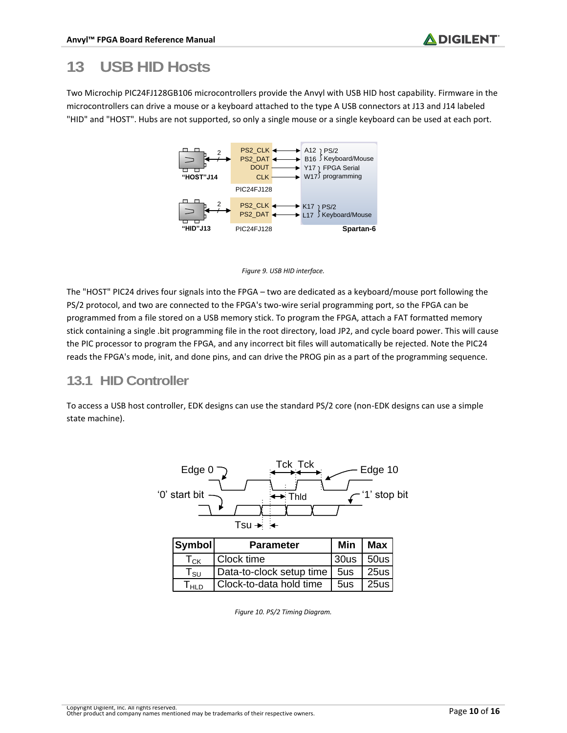# 13 USB HID Hosts

Two Microchip PIC24FJ128GB106 microcontrollers provide the Anvyl with USB HID host capability. Firmware in the microcontrollers can drive a mouse or a keyboard attached to the type A USB connectors at J13 and J14 labeled "HID" and "HOST". Hubs are not supported, so only a single mouse or a single keyboard can be used at each port.

*Figure 9. USB HID interface.*

The "HOST" PIC24 drives four signals into the FPGA – two are dedicated as a keyboard/mouse port following the PS/2 protocol, and two are connected to the FPGA's two-wire serial programming port, so the FPGA can be programmed from a file stored on a USB memory stick. To program the FPGA, attach a FAT formatted memory stick containing a single .bit programming file in the root directory, load JP2, and cycle board power. This will cause the PIC processor to program the FPGA, and any incorrect bit files will automatically be rejected. Note the PIC24 reads the FPGA's mode, init, and done pins, and can drive the PROG pin as a part of the programming sequence.

## 13.1 HID Controller

To access a USB host controller, EDK designs can use the standard PS/2 core (non-EDK designs can use a simple state machine).

| Symbol | Parameter | Min | Max |
| --- | --- | --- | --- |
| $T_{CK}$ | Clock time | 30us | 50us |
| $T_{SU}$ | Data-to-clock setup time | 5us | 25us |
| $T_{HLD}$ | Clock-to-data hold time | 5us | 25us |

*Figure 10. PS/2 Timing Diagram.*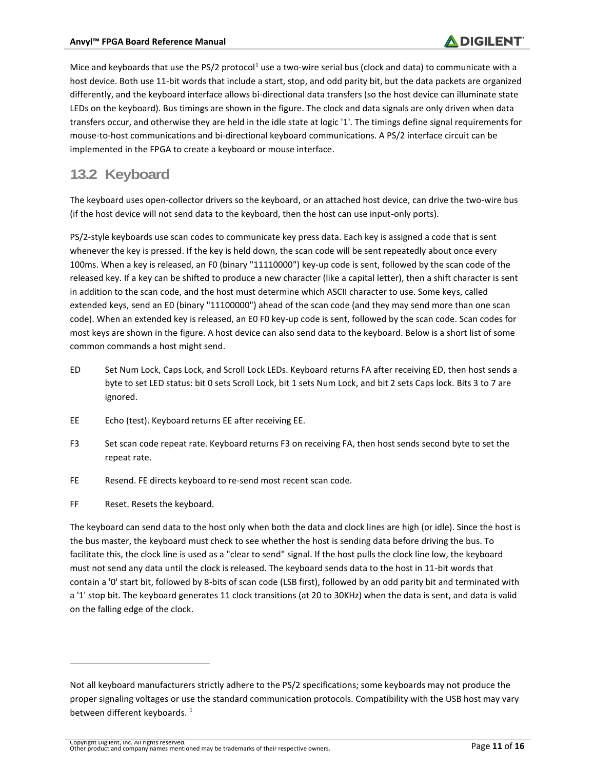Mice and keyboards that use the PS/2 protocol[1] use a two-wire serial bus (clock and data) to communicate with a host device. Both use 11-bit words that include a start, stop, and odd parity bit, but the data packets are organized differently, and the keyboard interface allows bi-directional data transfers (so the host device can illuminate state LEDs on the keyboard). Bus timings are shown in the figure. The clock and data signals are only driven when data transfers occur, and otherwise they are held in the idle state at logic '1'. The timings define signal requirements for mouse-to-host communications and bi-directional keyboard communications. A PS/2 interface circuit can be implemented in the FPGA to create a keyboard or mouse interface.

## 13.2 Keyboard

The keyboard uses open-collector drivers so the keyboard, or an attached host device, can drive the two-wire bus (if the host device will not send data to the keyboard, then the host can use input-only ports).

PS/2-style keyboards use scan codes to communicate key press data. Each key is assigned a code that is sent whenever the key is pressed. If the key is held down, the scan code will be sent repeatedly about once every 100ms. When a key is released, an F0 (binary "11110000") key-up code is sent, followed by the scan code of the released key. If a key can be shifted to produce a new character (like a capital letter), then a shift character is sent in addition to the scan code, and the host must determine which ASCII character to use. Some keys, called extended keys, send an E0 (binary "11100000") ahead of the scan code (and they may send more than one scan code). When an extended key is released, an E0 F0 key-up code is sent, followed by the scan code. Scan codes for most keys are shown in the figure. A host device can also send data to the keyboard. Below is a short list of some common commands a host might send.

- ED Set Num Lock, Caps Lock, and Scroll Lock LEDs. Keyboard returns FA after receiving ED, then host sends a byte to set LED status: bit 0 sets Scroll Lock, bit 1 sets Num Lock, and bit 2 sets Caps lock. Bits 3 to 7 are ignored.
- EE Echo (test). Keyboard returns EE after receiving EE.
- F3 Set scan code repeat rate. Keyboard returns F3 on receiving FA, then host sends second byte to set the repeat rate.
- FE Resend. FE directs keyboard to re-send most recent scan code.
- FF Reset. Resets the keyboard.

The keyboard can send data to the host only when both the data and clock lines are high (or idle). Since the host is the bus master, the keyboard must check to see whether the host is sending data before driving the bus. To facilitate this, the clock line is used as a "clear to send" signal. If the host pulls the clock line low, the keyboard must not send any data until the clock is released. The keyboard sends data to the host in 11-bit words that contain a '0' start bit, followed by 8-bits of scan code (LSB first), followed by an odd parity bit and terminated with a '1' stop bit. The keyboard generates 11 clock transitions (at 20 to 30KHz) when the data is sent, and data is valid on the falling edge of the clock.

---

Not all keyboard manufacturers strictly adhere to the PS/2 specifications; some keyboards may not produce the proper signaling voltages or use the standard communication protocols. Compatibility with the USB host may vary between different keyboards. [1]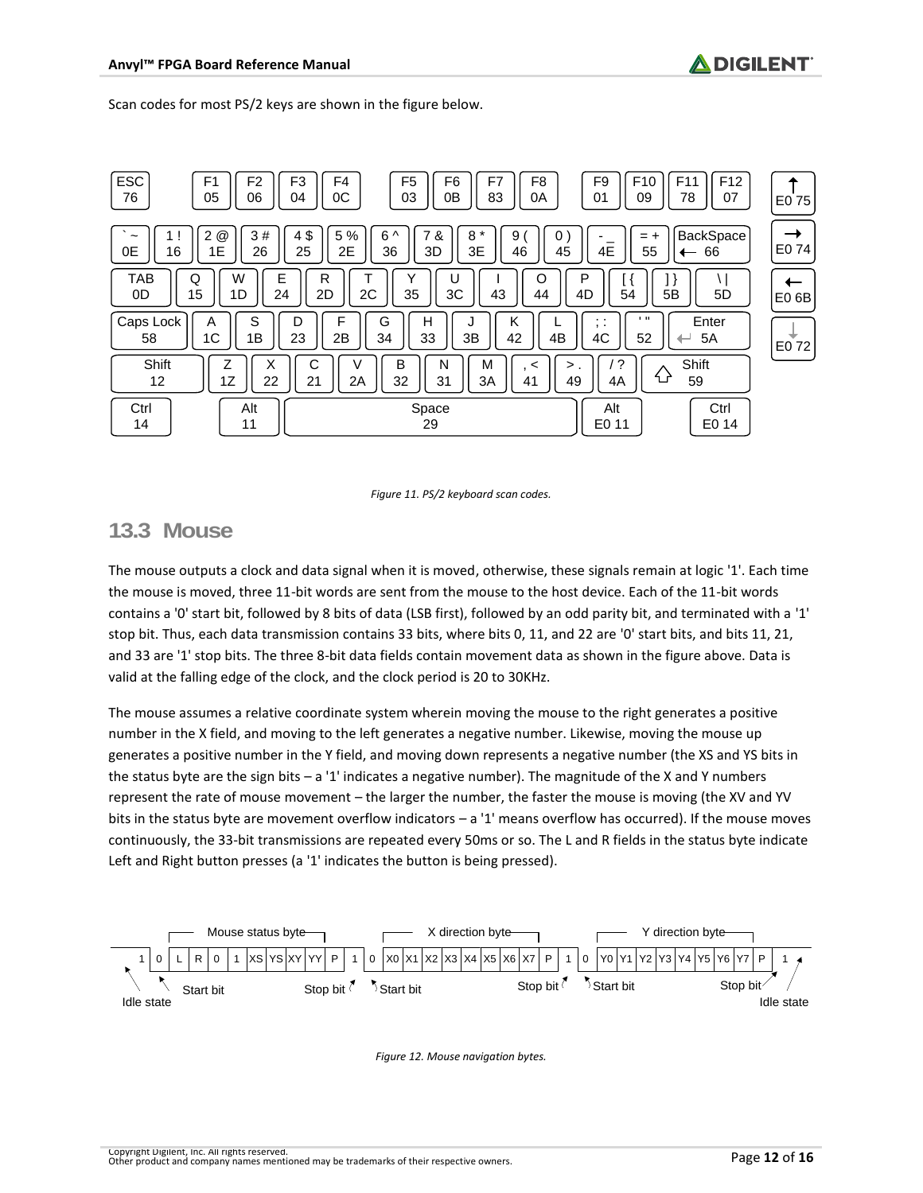Scan codes for most PS/2 keys are shown in the figure below.

| ESC 76 | F1 05 | F2 06 | F3 04 | F4 0C | F5 03 | F6 0B | F7 83 | F8 0A | F9 01 | F10 09 | F11 78 | F12 07 |
|---|---|---|---|---|---|---|---|---|---|---|---|---|

| ` ~ 0E | 1 ! 16 | 2 @ 1E | 3 # 26 | 4 $ 25 | 5 % 2E | 6 ^ 36 | 7 & 3D | 8 * 3E | 9 ( 46 | 0 ) 45 | - _ 4E | = + 55 | BackSpace 66 |
|---|---|---|---|---|---|---|---|---|---|---|---|---|---|
| TAB 0D | Q 15 | W 1D | E 24 | R 2D | T 2C | Y 35 | U 3C | I 43 | O 44 | P 4D | [ { 54 | ] } 5B | \ \| 5D |
| Caps Lock 58 | A 1C | S 1B | D 23 | F 2B | G 34 | H 33 | J 3B | K 42 | L 4B | ; : 4C | ' " 52 | Enter 5A | |
| Shift 12 | Z 1Z | X 22 | C 21 | V 2A | B 32 | N 31 | M 3A | , < 41 | > . 49 | / ? 4A | Shift 59 | | |
| Ctrl 14 | Alt 11 | Space 29 | Alt E0 11 | Ctrl E0 14 | | | | | | | | | |

| ↑ E0 75 | → E0 74 | ← E0 6B | ↓ E0 72 |
|---|---|---|---|

*Figure 11. PS/2 keyboard scan codes.*

## 13.3 Mouse

The mouse outputs a clock and data signal when it is moved, otherwise, these signals remain at logic '1'. Each time the mouse is moved, three 11-bit words are sent from the mouse to the host device. Each of the 11-bit words contains a '0' start bit, followed by 8 bits of data (LSB first), followed by an odd parity bit, and terminated with a '1' stop bit. Thus, each data transmission contains 33 bits, where bits 0, 11, and 22 are '0' start bits, and bits 11, 21, and 33 are '1' stop bits. The three 8-bit data fields contain movement data as shown in the figure above. Data is valid at the falling edge of the clock, and the clock period is 20 to 30KHz.

The mouse assumes a relative coordinate system wherein moving the mouse to the right generates a positive number in the X field, and moving to the left generates a negative number. Likewise, moving the mouse up generates a positive number in the Y field, and moving down represents a negative number (the XS and YS bits in the status byte are the sign bits – a '1' indicates a negative number). The magnitude of the X and Y numbers represent the rate of mouse movement – the larger the number, the faster the mouse is moving (the XV and YV bits in the status byte are movement overflow indicators – a '1' means overflow has occurred). If the mouse moves continuously, the 33-bit transmissions are repeated every 50ms or so. The L and R fields in the status byte indicate Left and Right button presses (a '1' indicates the button is being pressed).

| Idle state | Start bit | Mouse status byte | | | | | | | | Stop bit | Start bit | X direction byte | | | | | | | | | Stop bit | Start bit | Y direction byte | | | | | | | | | Stop bit | Idle state |
|---|---|---|---|---|---|---|---|---|---|---|---|---|---|---|---|---|---|---|---|---|---|---|---|---|---|---|---|---|---|---|---|---|---|
| 1 | 0 | L | R | 0 | 1 | XS | YS | XY | YY | P | 1 | 0 | X0 | X1 | X2 | X3 | X4 | X5 | X6 | X7 | P | 1 | 0 | Y0 | Y1 | Y2 | Y3 | Y4 | Y5 | Y6 | Y7 | P | 1 |

*Figure 12. Mouse navigation bytes.*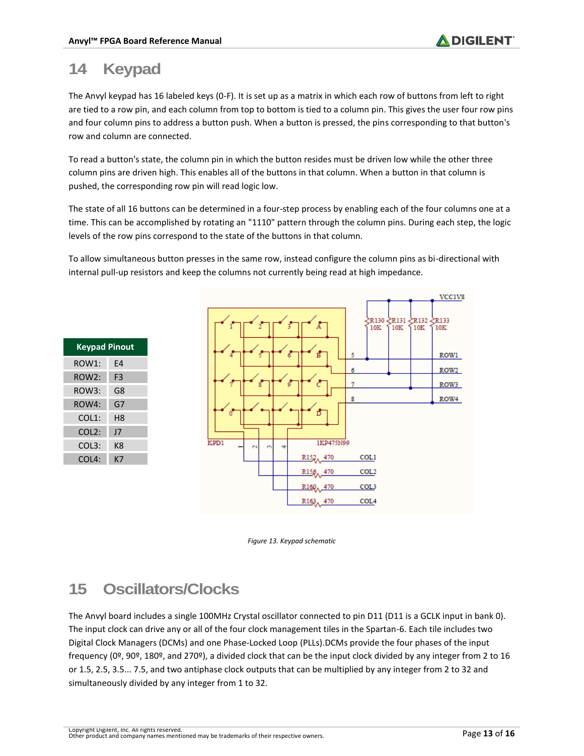# 14 Keypad

The Anvyl keypad has 16 labeled keys (0-F). It is set up as a matrix in which each row of buttons from left to right are tied to a row pin, and each column from top to bottom is tied to a column pin. This gives the user four row pins and four column pins to address a button push. When a button is pressed, the pins corresponding to that button's row and column are connected.

To read a button's state, the column pin in which the button resides must be driven low while the other three column pins are driven high. This enables all of the buttons in that column. When a button in that column is pushed, the corresponding row pin will read logic low.

The state of all 16 buttons can be determined in a four-step process by enabling each of the four columns one at a time. This can be accomplished by rotating an "1110" pattern through the column pins. During each step, the logic levels of the row pins correspond to the state of the buttons in that column.

To allow simultaneous button presses in the same row, instead configure the column pins as bi-directional with internal pull-up resistors and keep the columns not currently being read at high impedance.

| Keypad Pinout | |
|---|---|
| ROW1: | E4 |
| ROW2: | F3 |
| ROW3: | G8 |
| ROW4: | G7 |
| COL1: | H8 |
| COL2: | J7 |
| COL3: | K8 |
| COL4: | K7 |

*Figure 13. Keypad schematic*

# 15 Oscillators/Clocks

The Anvyl board includes a single 100MHz Crystal oscillator connected to pin D11 (D11 is a GCLK input in bank 0). The input clock can drive any or all of the four clock management tiles in the Spartan-6. Each tile includes two Digital Clock Managers (DCMs) and one Phase-Locked Loop (PLLs).DCMs provide the four phases of the input frequency (0º, 90º, 180º, and 270º), a divided clock that can be the input clock divided by any integer from 2 to 16 or 1.5, 2.5, 3.5... 7.5, and two antiphase clock outputs that can be multiplied by any integer from 2 to 32 and simultaneously divided by any integer from 1 to 32.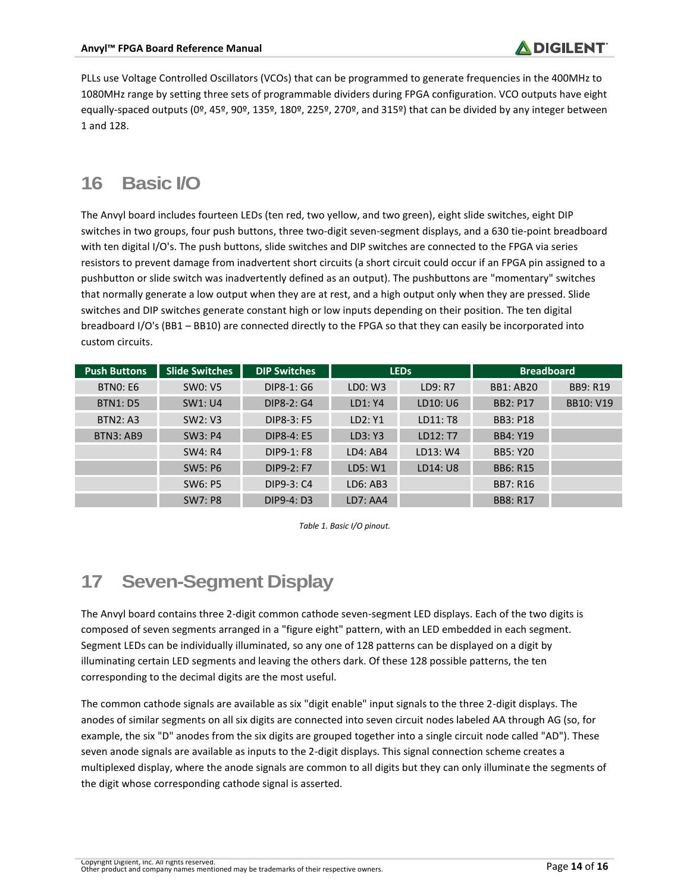PLLs use Voltage Controlled Oscillators (VCOs) that can be programmed to generate frequencies in the 400MHz to 1080MHz range by setting three sets of programmable dividers during FPGA configuration. VCO outputs have eight equally-spaced outputs (0º, 45º, 90º, 135º, 180º, 225º, 270º, and 315º) that can be divided by any integer between 1 and 128.

# 16 Basic I/O

The Anvyl board includes fourteen LEDs (ten red, two yellow, and two green), eight slide switches, eight DIP switches in two groups, four push buttons, three two-digit seven-segment displays, and a 630 tie-point breadboard with ten digital I/O's. The push buttons, slide switches and DIP switches are connected to the FPGA via series resistors to prevent damage from inadvertent short circuits (a short circuit could occur if an FPGA pin assigned to a pushbutton or slide switch was inadvertently defined as an output). The pushbuttons are "momentary" switches that normally generate a low output when they are at rest, and a high output only when they are pressed. Slide switches and DIP switches generate constant high or low inputs depending on their position. The ten digital breadboard I/O's (BB1 – BB10) are connected directly to the FPGA so that they can easily be incorporated into custom circuits.

| Push Buttons | Slide Switches | DIP Switches | LEDs | | Breadboard | |
|---|---|---|---|---|---|---|
| BTN0: E6 | SW0: V5 | DIP8-1: G6 | LD0: W3 | LD9: R7 | BB1: AB20 | BB9: R19 |
| BTN1: D5 | SW1: U4 | DIP8-2: G4 | LD1: Y4 | LD10: U6 | BB2: P17 | BB10: V19 |
| BTN2: A3 | SW2: V3 | DIP8-3: F5 | LD2: Y1 | LD11: T8 | BB3: P18 | |
| BTN3: AB9 | SW3: P4 | DIP8-4: E5 | LD3: Y3 | LD12: T7 | BB4: Y19 | |
| | SW4: R4 | DIP9-1: F8 | LD4: AB4 | LD13: W4 | BB5: Y20 | |
| | SW5: P6 | DIP9-2: F7 | LD5: W1 | LD14: U8 | BB6: R15 | |
| | SW6: P5 | DIP9-3: C4 | LD6: AB3 | | BB7: R16 | |
| | SW7: P8 | DIP9-4: D3 | LD7: AA4 | | BB8: R17 | |

*Table 1. Basic I/O pinout.*

# 17 Seven-Segment Display

The Anvyl board contains three 2-digit common cathode seven-segment LED displays. Each of the two digits is composed of seven segments arranged in a "figure eight" pattern, with an LED embedded in each segment. Segment LEDs can be individually illuminated, so any one of 128 patterns can be displayed on a digit by illuminating certain LED segments and leaving the others dark. Of these 128 possible patterns, the ten corresponding to the decimal digits are the most useful.

The common cathode signals are available as six "digit enable" input signals to the three 2-digit displays. The anodes of similar segments on all six digits are connected into seven circuit nodes labeled AA through AG (so, for example, the six "D" anodes from the six digits are grouped together into a single circuit node called "AD"). These seven anode signals are available as inputs to the 2-digit displays. This signal connection scheme creates a multiplexed display, where the anode signals are common to all digits but they can only illuminate the segments of the digit whose corresponding cathode signal is asserted.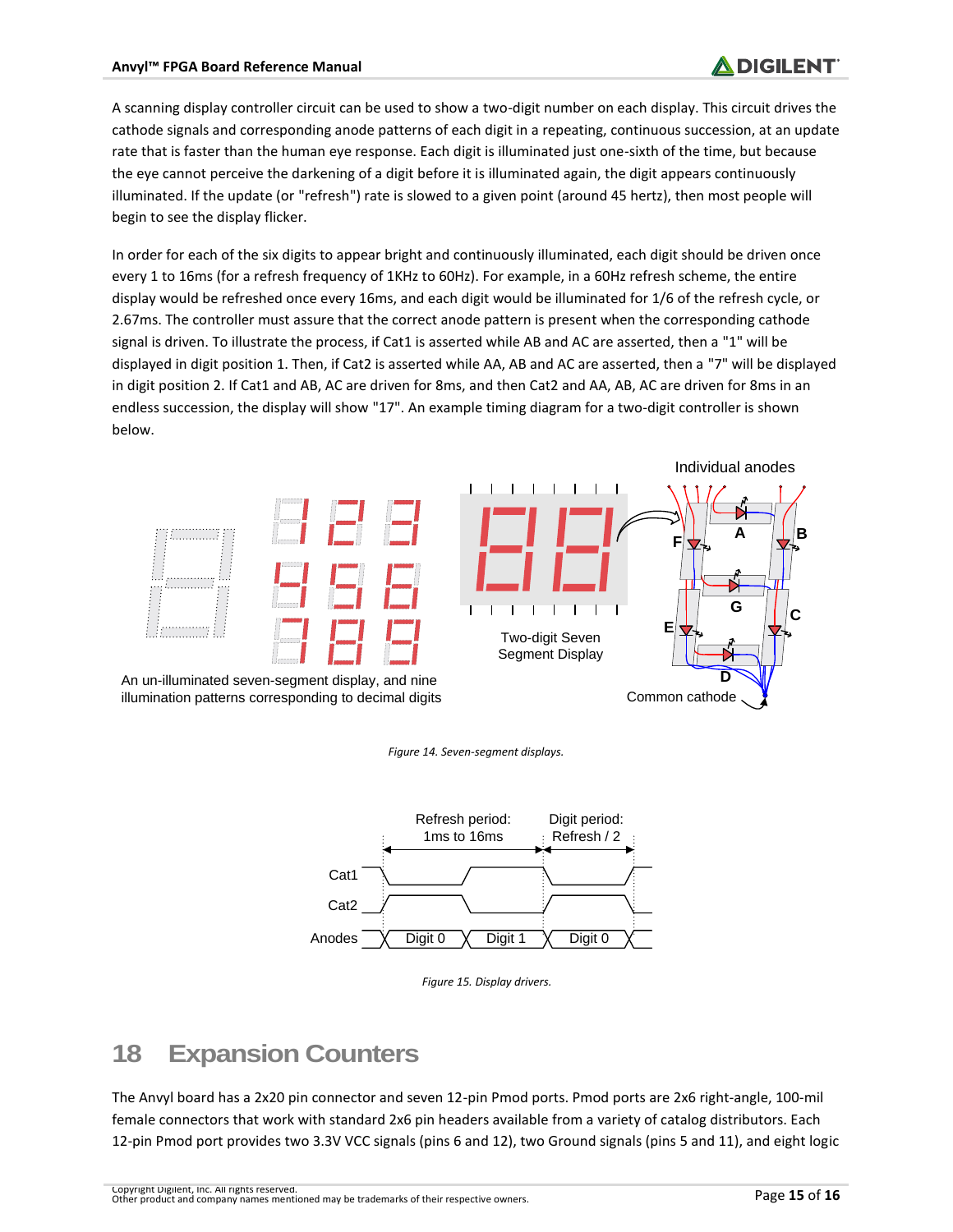A scanning display controller circuit can be used to show a two-digit number on each display. This circuit drives the cathode signals and corresponding anode patterns of each digit in a repeating, continuous succession, at an update rate that is faster than the human eye response. Each digit is illuminated just one-sixth of the time, but because the eye cannot perceive the darkening of a digit before it is illuminated again, the digit appears continuously illuminated. If the update (or "refresh") rate is slowed to a given point (around 45 hertz), then most people will begin to see the display flicker.

In order for each of the six digits to appear bright and continuously illuminated, each digit should be driven once every 1 to 16ms (for a refresh frequency of 1KHz to 60Hz). For example, in a 60Hz refresh scheme, the entire display would be refreshed once every 16ms, and each digit would be illuminated for 1/6 of the refresh cycle, or 2.67ms. The controller must assure that the correct anode pattern is present when the corresponding cathode signal is driven. To illustrate the process, if Cat1 is asserted while AB and AC are asserted, then a "1" will be displayed in digit position 1. Then, if Cat2 is asserted while AA, AB and AC are asserted, then a "7" will be displayed in digit position 2. If Cat1 and AB, AC are driven for 8ms, and then Cat2 and AA, AB, AC are driven for 8ms in an endless succession, the display will show "17". An example timing diagram for a two-digit controller is shown below.

An un-illuminated seven-segment display, and nine illumination patterns corresponding to decimal digits

Two-digit Seven Segment Display

Individual anodes

Common cathode

*Figure 14. Seven-segment displays.*

Refresh period: 1ms to 16ms

Digit period: Refresh / 2

*Figure 15. Display drivers.*

# 18 Expansion Counters

The Anvyl board has a 2x20 pin connector and seven 12-pin Pmod ports. Pmod ports are 2x6 right-angle, 100-mil female connectors that work with standard 2x6 pin headers available from a variety of catalog distributors. Each 12-pin Pmod port provides two 3.3V VCC signals (pins 6 and 12), two Ground signals (pins 5 and 11), and eight logic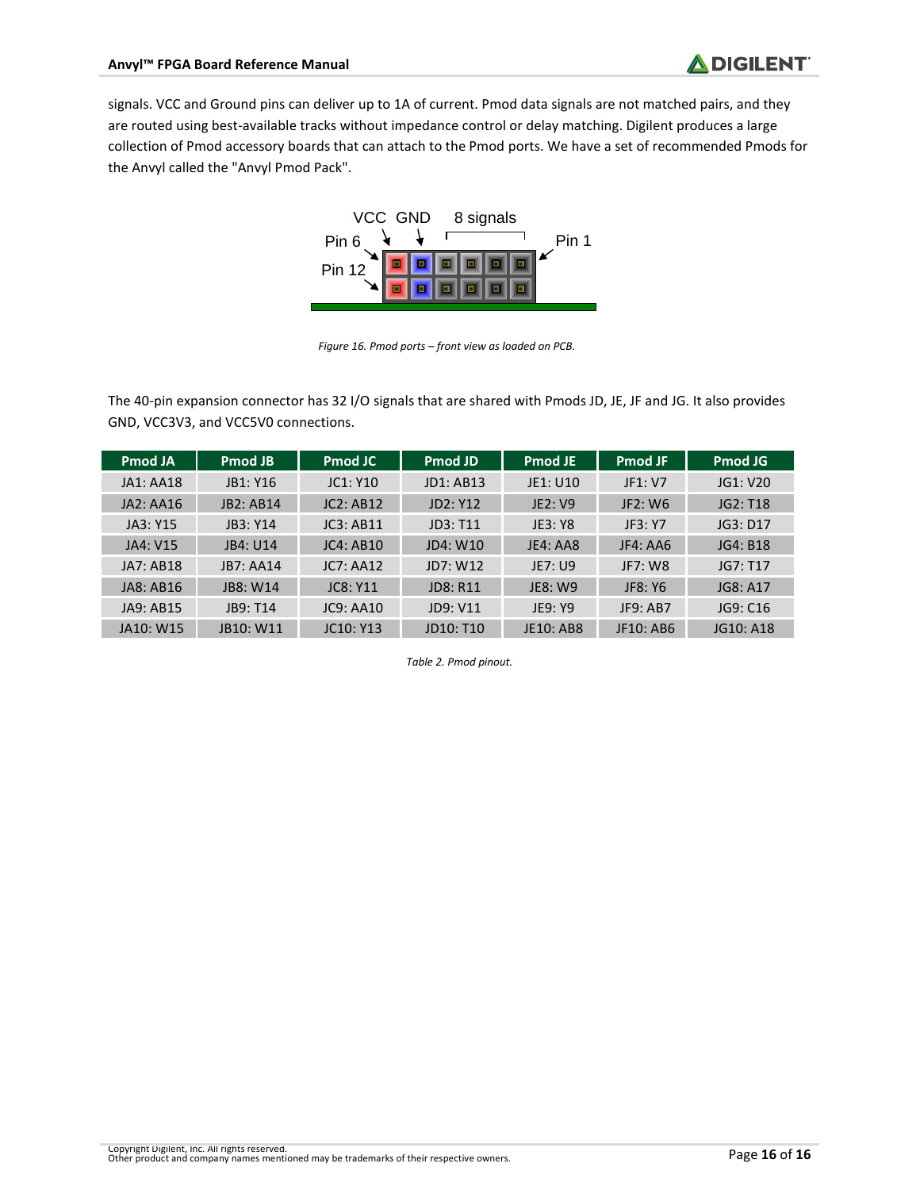signals. VCC and Ground pins can deliver up to 1A of current. Pmod data signals are not matched pairs, and they are routed using best-available tracks without impedance control or delay matching. Digilent produces a large collection of Pmod accessory boards that can attach to the Pmod ports. We have a set of recommended Pmods for the Anvyl called the "Anvyl Pmod Pack".

VCC GND 8 signals
Pin 6
Pin 1
Pin 12

*Figure 16. Pmod ports – front view as loaded on PCB.*

The 40-pin expansion connector has 32 I/O signals that are shared with Pmods JD, JE, JF and JG. It also provides GND, VCC3V3, and VCC5V0 connections.

| Pmod JA | Pmod JB | Pmod JC | Pmod JD | Pmod JE | Pmod JF | Pmod JG |
|---|---|---|---|---|---|---|
| JA1: AA18 | JB1: Y16 | JC1: Y10 | JD1: AB13 | JE1: U10 | JF1: V7 | JG1: V20 |
| JA2: AA16 | JB2: AB14 | JC2: AB12 | JD2: Y12 | JE2: V9 | JF2: W6 | JG2: T18 |
| JA3: Y15 | JB3: Y14 | JC3: AB11 | JD3: T11 | JE3: Y8 | JF3: Y7 | JG3: D17 |
| JA4: V15 | JB4: U14 | JC4: AB10 | JD4: W10 | JE4: AA8 | JF4: AA6 | JG4: B18 |
| JA7: AB18 | JB7: AA14 | JC7: AA12 | JD7: W12 | JE7: U9 | JF7: W8 | JG7: T17 |
| JA8: AB16 | JB8: W14 | JC8: Y11 | JD8: R11 | JE8: W9 | JF8: Y6 | JG8: A17 |
| JA9: AB15 | JB9: T14 | JC9: AA10 | JD9: V11 | JE9: Y9 | JF9: AB7 | JG9: C16 |
| JA10: W15 | JB10: W11 | JC10: Y13 | JD10: T10 | JE10: AB8 | JF10: AB6 | JG10: A18 |

*Table 2. Pmod pinout.*